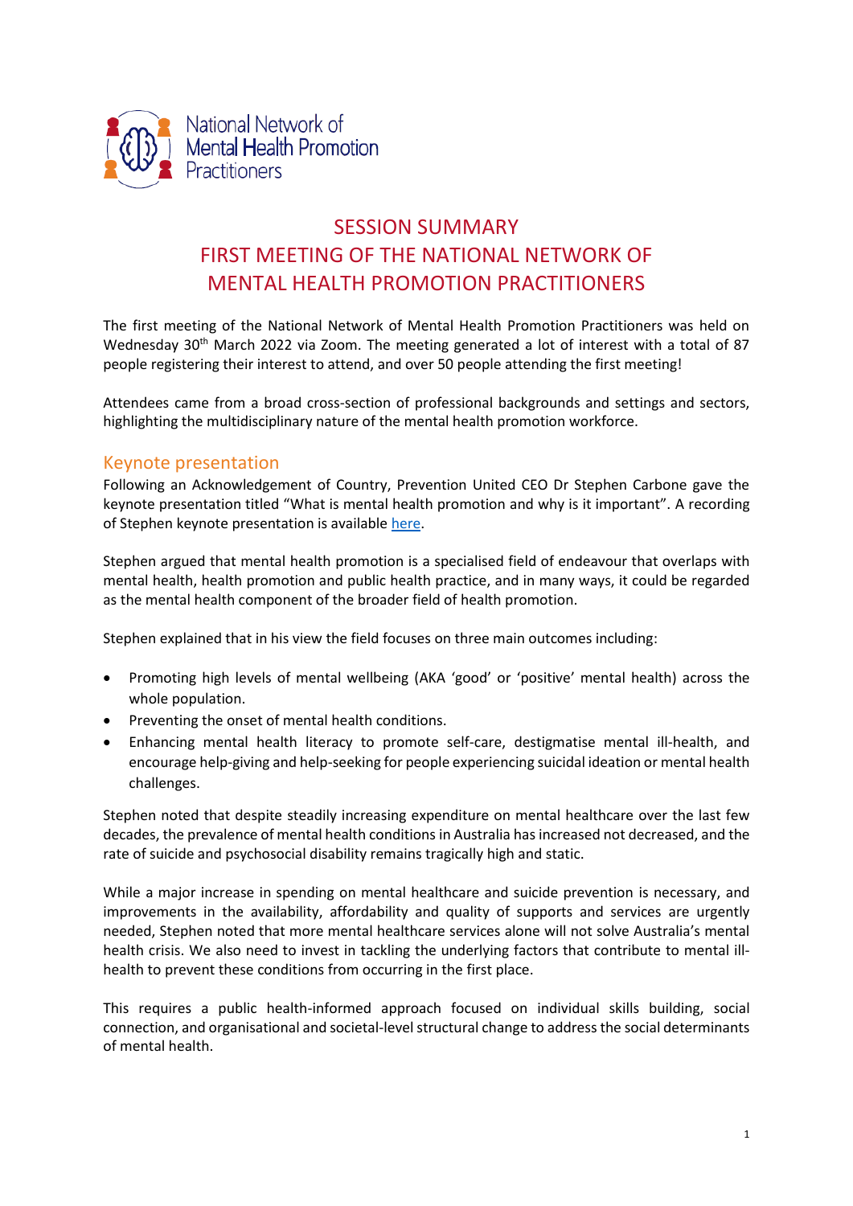National Network of Mental Health Promotion Practitioners

# SESSION SUMMARY
# FIRST MEETING OF THE NATIONAL NETWORK OF MENTAL HEALTH PROMOTION PRACTITIONERS

The first meeting of the National Network of Mental Health Promotion Practitioners was held on Wednesday 30th March 2022 via Zoom. The meeting generated a lot of interest with a total of 87 people registering their interest to attend, and over 50 people attending the first meeting!

Attendees came from a broad cross-section of professional backgrounds and settings and sectors, highlighting the multidisciplinary nature of the mental health promotion workforce.

## Keynote presentation

Following an Acknowledgement of Country, Prevention United CEO Dr Stephen Carbone gave the keynote presentation titled "What is mental health promotion and why is it important". A recording of Stephen keynote presentation is available here.

Stephen argued that mental health promotion is a specialised field of endeavour that overlaps with mental health, health promotion and public health practice, and in many ways, it could be regarded as the mental health component of the broader field of health promotion.

Stephen explained that in his view the field focuses on three main outcomes including:

- Promoting high levels of mental wellbeing (AKA 'good' or 'positive' mental health) across the whole population.
- Preventing the onset of mental health conditions.
- Enhancing mental health literacy to promote self-care, destigmatise mental ill-health, and encourage help-giving and help-seeking for people experiencing suicidal ideation or mental health challenges.

Stephen noted that despite steadily increasing expenditure on mental healthcare over the last few decades, the prevalence of mental health conditions in Australia has increased not decreased, and the rate of suicide and psychosocial disability remains tragically high and static.

While a major increase in spending on mental healthcare and suicide prevention is necessary, and improvements in the availability, affordability and quality of supports and services are urgently needed, Stephen noted that more mental healthcare services alone will not solve Australia's mental health crisis. We also need to invest in tackling the underlying factors that contribute to mental ill-health to prevent these conditions from occurring in the first place.

This requires a public health-informed approach focused on individual skills building, social connection, and organisational and societal-level structural change to address the social determinants of mental health.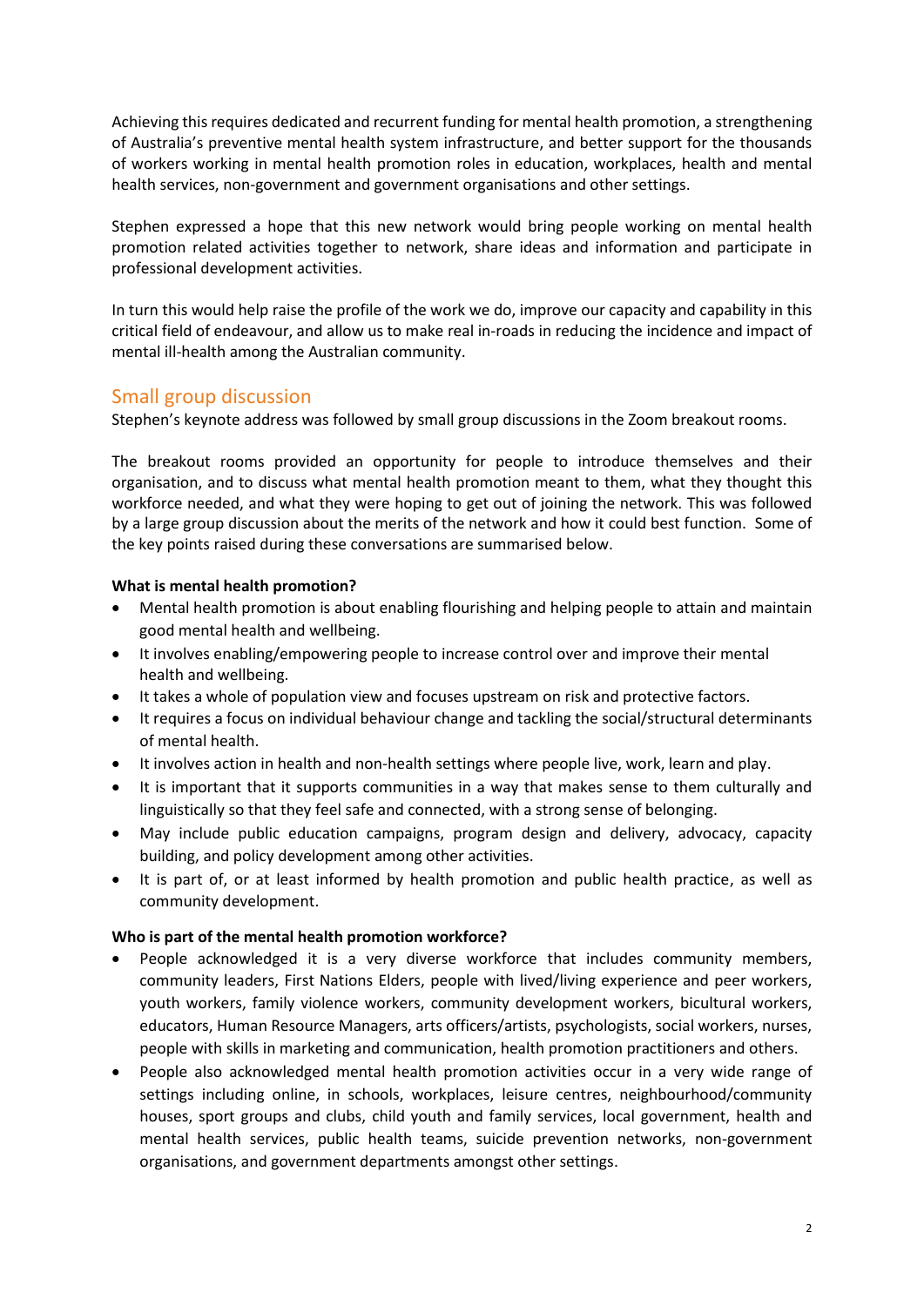Achieving this requires dedicated and recurrent funding for mental health promotion, a strengthening of Australia's preventive mental health system infrastructure, and better support for the thousands of workers working in mental health promotion roles in education, workplaces, health and mental health services, non-government and government organisations and other settings.

Stephen expressed a hope that this new network would bring people working on mental health promotion related activities together to network, share ideas and information and participate in professional development activities.

In turn this would help raise the profile of the work we do, improve our capacity and capability in this critical field of endeavour, and allow us to make real in-roads in reducing the incidence and impact of mental ill-health among the Australian community.

## Small group discussion

Stephen's keynote address was followed by small group discussions in the Zoom breakout rooms.

The breakout rooms provided an opportunity for people to introduce themselves and their organisation, and to discuss what mental health promotion meant to them, what they thought this workforce needed, and what they were hoping to get out of joining the network. This was followed by a large group discussion about the merits of the network and how it could best function. Some of the key points raised during these conversations are summarised below.

**What is mental health promotion?**

- Mental health promotion is about enabling flourishing and helping people to attain and maintain good mental health and wellbeing.
- It involves enabling/empowering people to increase control over and improve their mental health and wellbeing.
- It takes a whole of population view and focuses upstream on risk and protective factors.
- It requires a focus on individual behaviour change and tackling the social/structural determinants of mental health.
- It involves action in health and non-health settings where people live, work, learn and play.
- It is important that it supports communities in a way that makes sense to them culturally and linguistically so that they feel safe and connected, with a strong sense of belonging.
- May include public education campaigns, program design and delivery, advocacy, capacity building, and policy development among other activities.
- It is part of, or at least informed by health promotion and public health practice, as well as community development.

**Who is part of the mental health promotion workforce?**

- People acknowledged it is a very diverse workforce that includes community members, community leaders, First Nations Elders, people with lived/living experience and peer workers, youth workers, family violence workers, community development workers, bicultural workers, educators, Human Resource Managers, arts officers/artists, psychologists, social workers, nurses, people with skills in marketing and communication, health promotion practitioners and others.
- People also acknowledged mental health promotion activities occur in a very wide range of settings including online, in schools, workplaces, leisure centres, neighbourhood/community houses, sport groups and clubs, child youth and family services, local government, health and mental health services, public health teams, suicide prevention networks, non-government organisations, and government departments amongst other settings.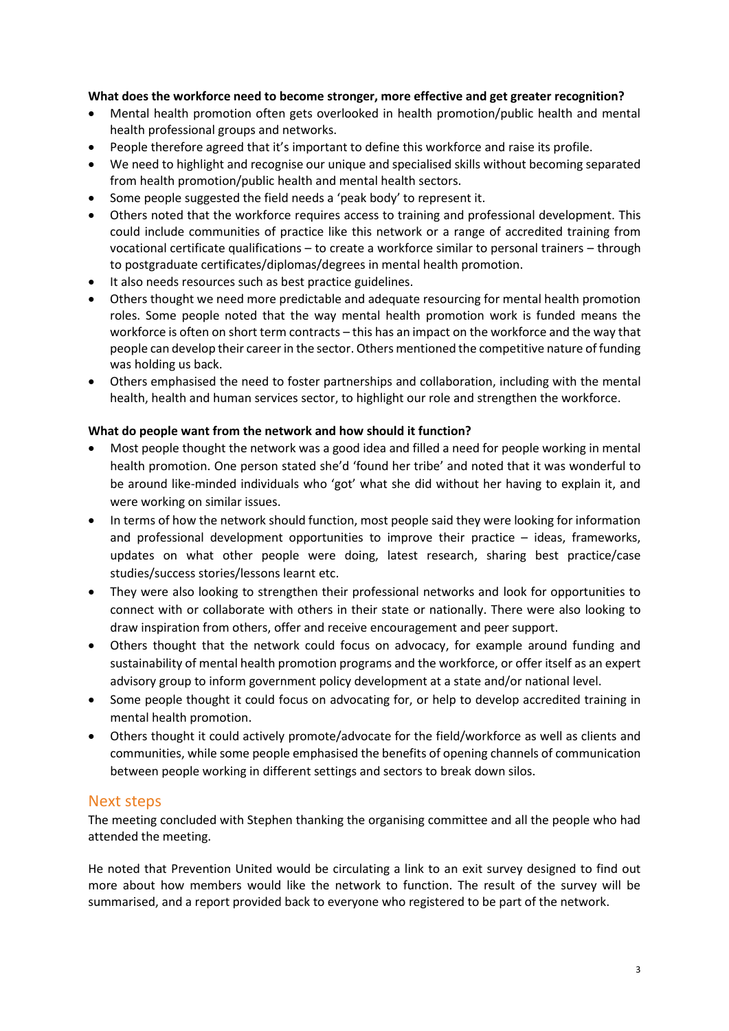**What does the workforce need to become stronger, more effective and get greater recognition?**

- Mental health promotion often gets overlooked in health promotion/public health and mental health professional groups and networks.
- People therefore agreed that it's important to define this workforce and raise its profile.
- We need to highlight and recognise our unique and specialised skills without becoming separated from health promotion/public health and mental health sectors.
- Some people suggested the field needs a 'peak body' to represent it.
- Others noted that the workforce requires access to training and professional development. This could include communities of practice like this network or a range of accredited training from vocational certificate qualifications – to create a workforce similar to personal trainers – through to postgraduate certificates/diplomas/degrees in mental health promotion.
- It also needs resources such as best practice guidelines.
- Others thought we need more predictable and adequate resourcing for mental health promotion roles. Some people noted that the way mental health promotion work is funded means the workforce is often on short term contracts – this has an impact on the workforce and the way that people can develop their career in the sector. Others mentioned the competitive nature of funding was holding us back.
- Others emphasised the need to foster partnerships and collaboration, including with the mental health, health and human services sector, to highlight our role and strengthen the workforce.

**What do people want from the network and how should it function?**

- Most people thought the network was a good idea and filled a need for people working in mental health promotion. One person stated she'd 'found her tribe' and noted that it was wonderful to be around like-minded individuals who 'got' what she did without her having to explain it, and were working on similar issues.
- In terms of how the network should function, most people said they were looking for information and professional development opportunities to improve their practice – ideas, frameworks, updates on what other people were doing, latest research, sharing best practice/case studies/success stories/lessons learnt etc.
- They were also looking to strengthen their professional networks and look for opportunities to connect with or collaborate with others in their state or nationally. There were also looking to draw inspiration from others, offer and receive encouragement and peer support.
- Others thought that the network could focus on advocacy, for example around funding and sustainability of mental health promotion programs and the workforce, or offer itself as an expert advisory group to inform government policy development at a state and/or national level.
- Some people thought it could focus on advocating for, or help to develop accredited training in mental health promotion.
- Others thought it could actively promote/advocate for the field/workforce as well as clients and communities, while some people emphasised the benefits of opening channels of communication between people working in different settings and sectors to break down silos.

## Next steps

The meeting concluded with Stephen thanking the organising committee and all the people who had attended the meeting.

He noted that Prevention United would be circulating a link to an exit survey designed to find out more about how members would like the network to function. The result of the survey will be summarised, and a report provided back to everyone who registered to be part of the network.